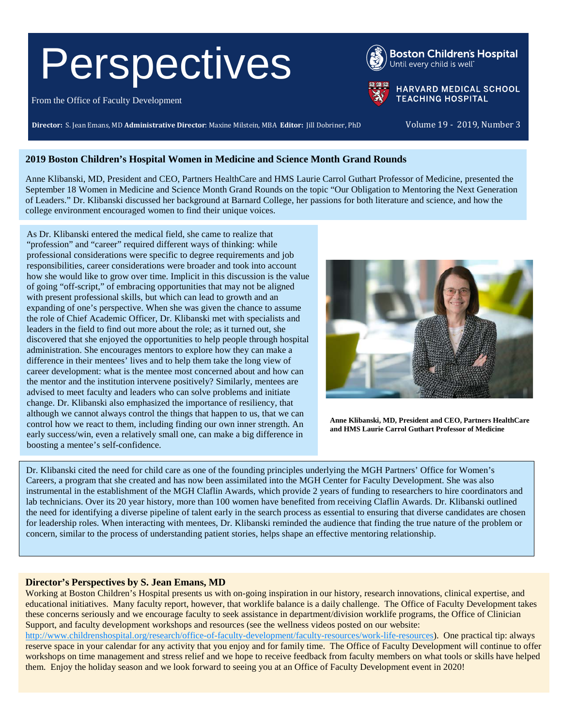# Perspectives

From the Office of Faculty Development

Boston Children's Hospital
Until every child is well

HARVARD MEDICAL SCHOOL
TEACHING HOSPITAL

**Director:** S. Jean Emans, MD **Administrative Director**: Maxine Milstein, MBA **Editor:** Jill Dobriner, PhD

Volume 19 - 2019, Number 3

## 2019 Boston Children's Hospital Women in Medicine and Science Month Grand Rounds

Anne Klibanski, MD, President and CEO, Partners HealthCare and HMS Laurie Carrol Guthart Professor of Medicine, presented the September 18 Women in Medicine and Science Month Grand Rounds on the topic "Our Obligation to Mentoring the Next Generation of Leaders." Dr. Klibanski discussed her background at Barnard College, her passions for both literature and science, and how the college environment encouraged women to find their unique voices.

As Dr. Klibanski entered the medical field, she came to realize that "profession" and "career" required different ways of thinking: while professional considerations were specific to degree requirements and job responsibilities, career considerations were broader and took into account how she would like to grow over time. Implicit in this discussion is the value of going "off-script," of embracing opportunities that may not be aligned with present professional skills, but which can lead to growth and an expanding of one's perspective. When she was given the chance to assume the role of Chief Academic Officer, Dr. Klibanski met with specialists and leaders in the field to find out more about the role; as it turned out, she discovered that she enjoyed the opportunities to help people through hospital administration. She encourages mentors to explore how they can make a difference in their mentees' lives and to help them take the long view of career development: what is the mentee most concerned about and how can the mentor and the institution intervene positively? Similarly, mentees are advised to meet faculty and leaders who can solve problems and initiate change. Dr. Klibanski also emphasized the importance of resiliency, that although we cannot always control the things that happen to us, that we can control how we react to them, including finding our own inner strength. An early success/win, even a relatively small one, can make a big difference in boosting a mentee's self-confidence.

**Anne Klibanski, MD, President and CEO, Partners HealthCare and HMS Laurie Carrol Guthart Professor of Medicine**

Dr. Klibanski cited the need for child care as one of the founding principles underlying the MGH Partners' Office for Women's Careers, a program that she created and has now been assimilated into the MGH Center for Faculty Development. She was also instrumental in the establishment of the MGH Claflin Awards, which provide 2 years of funding to researchers to hire coordinators and lab technicians. Over its 20 year history, more than 100 women have benefited from receiving Claflin Awards. Dr. Klibanski outlined the need for identifying a diverse pipeline of talent early in the search process as essential to ensuring that diverse candidates are chosen for leadership roles. When interacting with mentees, Dr. Klibanski reminded the audience that finding the true nature of the problem or concern, similar to the process of understanding patient stories, helps shape an effective mentoring relationship.

## Director's Perspectives by S. Jean Emans, MD

Working at Boston Children's Hospital presents us with on-going inspiration in our history, research innovations, clinical expertise, and educational initiatives. Many faculty report, however, that worklife balance is a daily challenge. The Office of Faculty Development takes these concerns seriously and we encourage faculty to seek assistance in department/division worklife programs, the Office of Clinician Support, and faculty development workshops and resources (see the wellness videos posted on our website: http://www.childrenshospital.org/research/office-of-faculty-development/faculty-resources/work-life-resources). One practical tip: always reserve space in your calendar for any activity that you enjoy and for family time. The Office of Faculty Development will continue to offer workshops on time management and stress relief and we hope to receive feedback from faculty members on what tools or skills have helped them. Enjoy the holiday season and we look forward to seeing you at an Office of Faculty Development event in 2020!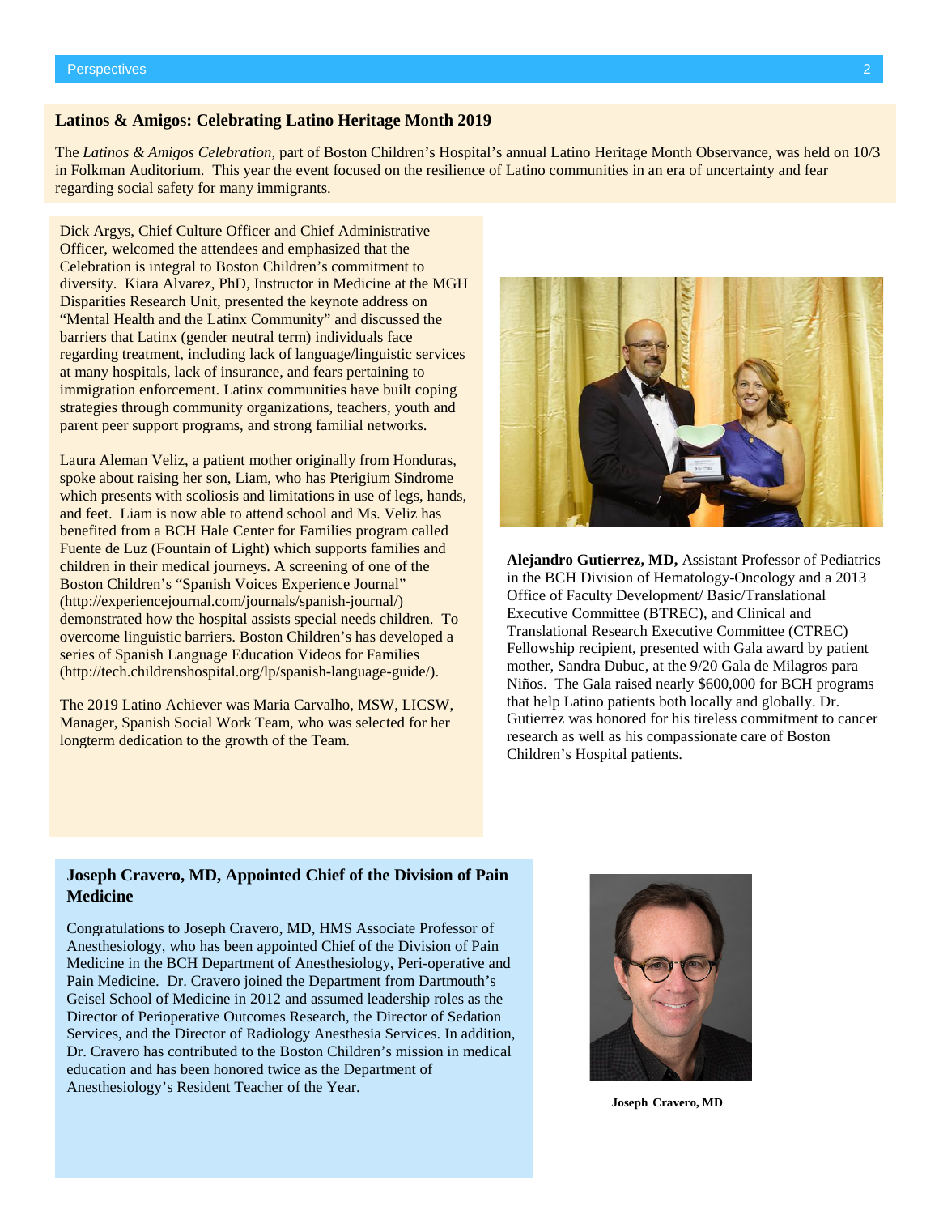## Latinos & Amigos: Celebrating Latino Heritage Month 2019

The *Latinos & Amigos Celebration*, part of Boston Children's Hospital's annual Latino Heritage Month Observance, was held on 10/3 in Folkman Auditorium. This year the event focused on the resilience of Latino communities in an era of uncertainty and fear regarding social safety for many immigrants.

Dick Argys, Chief Culture Officer and Chief Administrative Officer, welcomed the attendees and emphasized that the Celebration is integral to Boston Children's commitment to diversity. Kiara Alvarez, PhD, Instructor in Medicine at the MGH Disparities Research Unit, presented the keynote address on "Mental Health and the Latinx Community" and discussed the barriers that Latinx (gender neutral term) individuals face regarding treatment, including lack of language/linguistic services at many hospitals, lack of insurance, and fears pertaining to immigration enforcement. Latinx communities have built coping strategies through community organizations, teachers, youth and parent peer support programs, and strong familial networks.

Laura Aleman Veliz, a patient mother originally from Honduras, spoke about raising her son, Liam, who has Pterigium Sindrome which presents with scoliosis and limitations in use of legs, hands, and feet. Liam is now able to attend school and Ms. Veliz has benefited from a BCH Hale Center for Families program called Fuente de Luz (Fountain of Light) which supports families and children in their medical journeys. A screening of one of the Boston Children's "Spanish Voices Experience Journal" (http://experiencejournal.com/journals/spanish-journal/) demonstrated how the hospital assists special needs children. To overcome linguistic barriers. Boston Children's has developed a series of Spanish Language Education Videos for Families (http://tech.childrenshospital.org/lp/spanish-language-guide/).

The 2019 Latino Achiever was Maria Carvalho, MSW, LICSW, Manager, Spanish Social Work Team, who was selected for her longterm dedication to the growth of the Team.

**Alejandro Gutierrez, MD,** Assistant Professor of Pediatrics in the BCH Division of Hematology-Oncology and a 2013 Office of Faculty Development/ Basic/Translational Executive Committee (BTREC), and Clinical and Translational Research Executive Committee (CTREC) Fellowship recipient, presented with Gala award by patient mother, Sandra Dubuc, at the 9/20 Gala de Milagros para Niños. The Gala raised nearly $600,000 for BCH programs that help Latino patients both locally and globally. Dr. Gutierrez was honored for his tireless commitment to cancer research as well as his compassionate care of Boston Children's Hospital patients.

## Joseph Cravero, MD, Appointed Chief of the Division of Pain Medicine

Congratulations to Joseph Cravero, MD, HMS Associate Professor of Anesthesiology, who has been appointed Chief of the Division of Pain Medicine in the BCH Department of Anesthesiology, Peri-operative and Pain Medicine. Dr. Cravero joined the Department from Dartmouth's Geisel School of Medicine in 2012 and assumed leadership roles as the Director of Perioperative Outcomes Research, the Director of Sedation Services, and the Director of Radiology Anesthesia Services. In addition, Dr. Cravero has contributed to the Boston Children's mission in medical education and has been honored twice as the Department of Anesthesiology's Resident Teacher of the Year.

**Joseph Cravero, MD**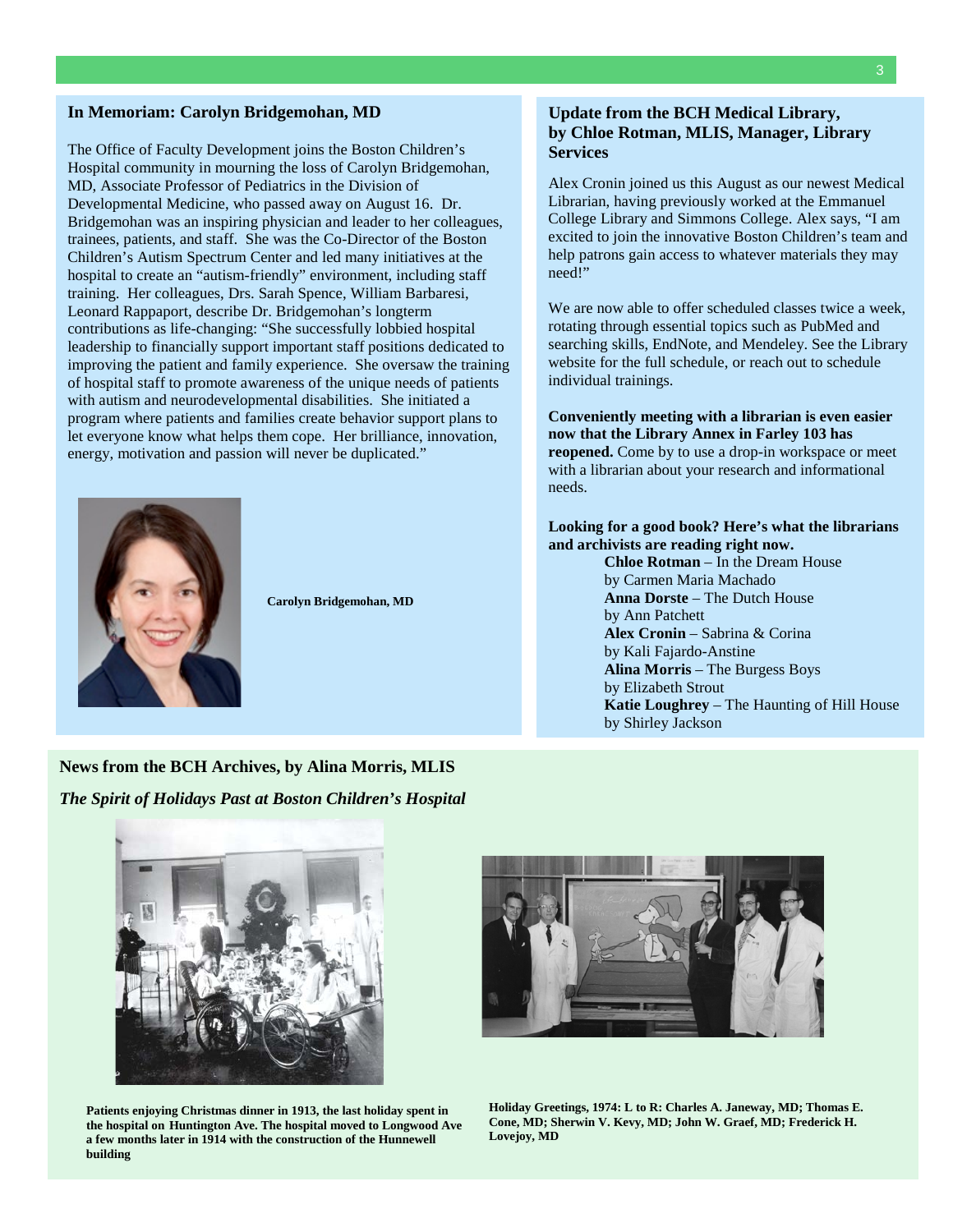## In Memoriam: Carolyn Bridgemohan, MD

The Office of Faculty Development joins the Boston Children's Hospital community in mourning the loss of Carolyn Bridgemohan, MD, Associate Professor of Pediatrics in the Division of Developmental Medicine, who passed away on August 16. Dr. Bridgemohan was an inspiring physician and leader to her colleagues, trainees, patients, and staff. She was the Co-Director of the Boston Children's Autism Spectrum Center and led many initiatives at the hospital to create an "autism-friendly" environment, including staff training. Her colleagues, Drs. Sarah Spence, William Barbaresi, Leonard Rappaport, describe Dr. Bridgemohan's longterm contributions as life-changing: "She successfully lobbied hospital leadership to financially support important staff positions dedicated to improving the patient and family experience. She oversaw the training of hospital staff to promote awareness of the unique needs of patients with autism and neurodevelopmental disabilities. She initiated a program where patients and families create behavior support plans to let everyone know what helps them cope. Her brilliance, innovation, energy, motivation and passion will never be duplicated."

**Carolyn Bridgemohan, MD**

## Update from the BCH Medical Library, by Chloe Rotman, MLIS, Manager, Library Services

Alex Cronin joined us this August as our newest Medical Librarian, having previously worked at the Emmanuel College Library and Simmons College. Alex says, "I am excited to join the innovative Boston Children's team and help patrons gain access to whatever materials they may need!"

We are now able to offer scheduled classes twice a week, rotating through essential topics such as PubMed and searching skills, EndNote, and Mendeley. See the Library website for the full schedule, or reach out to schedule individual trainings.

**Conveniently meeting with a librarian is even easier now that the Library Annex in Farley 103 has reopened.** Come by to use a drop-in workspace or meet with a librarian about your research and informational needs.

**Looking for a good book? Here's what the librarians and archivists are reading right now.**

- **Chloe Rotman** – In the Dream House by Carmen Maria Machado
- **Anna Dorste** – The Dutch House by Ann Patchett
- **Alex Cronin** – Sabrina & Corina by Kali Fajardo-Anstine
- **Alina Morris** – The Burgess Boys by Elizabeth Strout
- **Katie Loughrey** – The Haunting of Hill House by Shirley Jackson

## News from the BCH Archives, by Alina Morris, MLIS

***The Spirit of Holidays Past at Boston Children's Hospital***

**Patients enjoying Christmas dinner in 1913, the last holiday spent in the hospital on Huntington Ave. The hospital moved to Longwood Ave a few months later in 1914 with the construction of the Hunnewell building**

**Holiday Greetings, 1974: L to R: Charles A. Janeway, MD; Thomas E. Cone, MD; Sherwin V. Kevy, MD; John W. Graef, MD; Frederick H. Lovejoy, MD**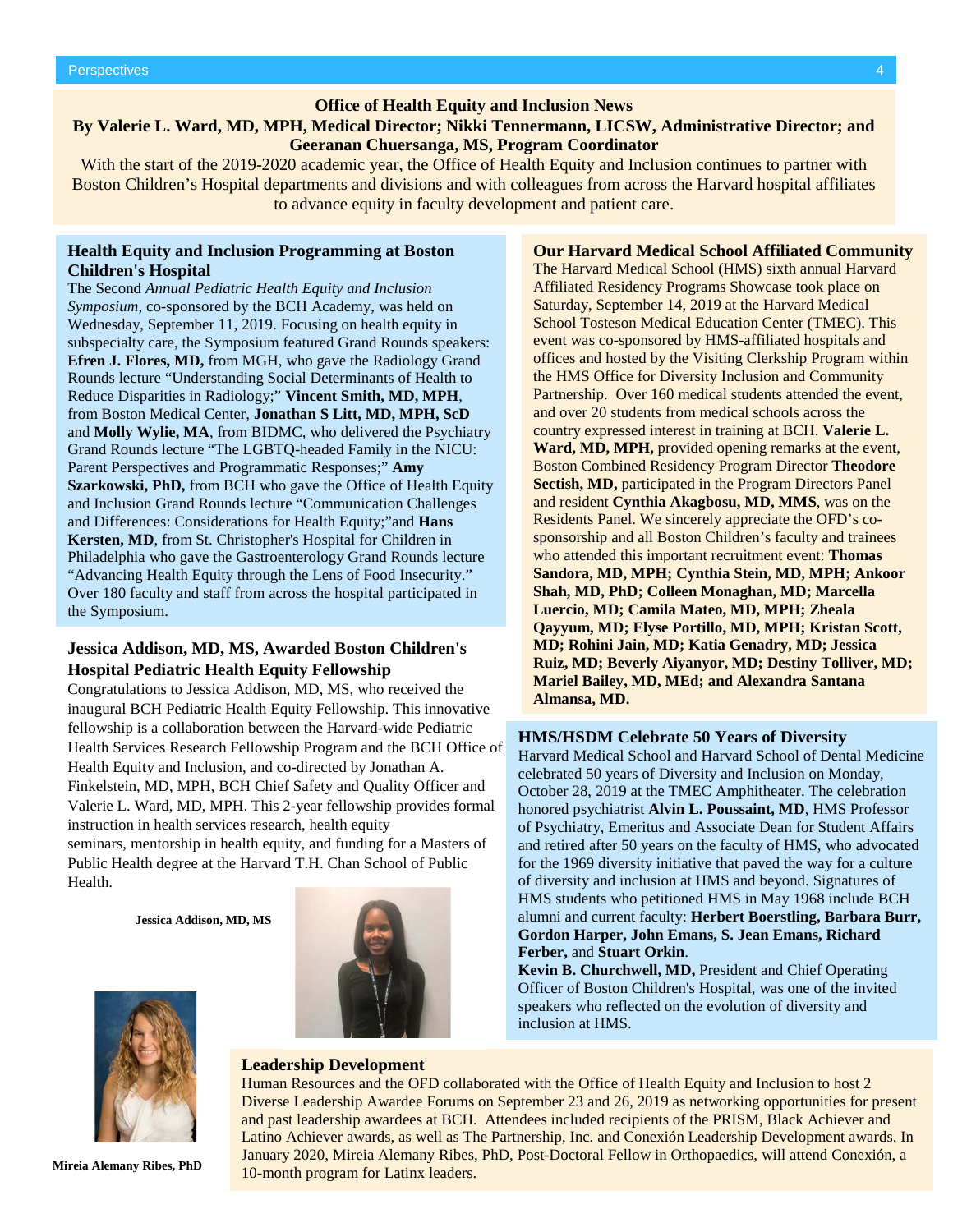## Office of Health Equity and Inclusion News

**By Valerie L. Ward, MD, MPH, Medical Director; Nikki Tennermann, LICSW, Administrative Director; and Geeranan Chuersanga, MS, Program Coordinator**

With the start of the 2019-2020 academic year, the Office of Health Equity and Inclusion continues to partner with Boston Children's Hospital departments and divisions and with colleagues from across the Harvard hospital affiliates to advance equity in faculty development and patient care.

### Health Equity and Inclusion Programming at Boston Children's Hospital

The Second *Annual Pediatric Health Equity and Inclusion Symposium*, co-sponsored by the BCH Academy, was held on Wednesday, September 11, 2019. Focusing on health equity in subspecialty care, the Symposium featured Grand Rounds speakers: **Efren J. Flores, MD,** from MGH, who gave the Radiology Grand Rounds lecture "Understanding Social Determinants of Health to Reduce Disparities in Radiology;" **Vincent Smith, MD, MPH**, from Boston Medical Center, **Jonathan S Litt, MD, MPH, ScD** and **Molly Wylie, MA**, from BIDMC, who delivered the Psychiatry Grand Rounds lecture "The LGBTQ-headed Family in the NICU: Parent Perspectives and Programmatic Responses;" **Amy Szarkowski, PhD,** from BCH who gave the Office of Health Equity and Inclusion Grand Rounds lecture "Communication Challenges and Differences: Considerations for Health Equity;"and **Hans Kersten, MD**, from St. Christopher's Hospital for Children in Philadelphia who gave the Gastroenterology Grand Rounds lecture "Advancing Health Equity through the Lens of Food Insecurity." Over 180 faculty and staff from across the hospital participated in the Symposium.

### Jessica Addison, MD, MS, Awarded Boston Children's Hospital Pediatric Health Equity Fellowship

Congratulations to Jessica Addison, MD, MS, who received the inaugural BCH Pediatric Health Equity Fellowship. This innovative fellowship is a collaboration between the Harvard-wide Pediatric Health Services Research Fellowship Program and the BCH Office of Health Equity and Inclusion, and co-directed by Jonathan A. Finkelstein, MD, MPH, BCH Chief Safety and Quality Officer and Valerie L. Ward, MD, MPH. This 2-year fellowship provides formal instruction in health services research, health equity seminars, mentorship in health equity, and funding for a Masters of Public Health degree at the Harvard T.H. Chan School of Public Health.

**Jessica Addison, MD, MS**

**Mireia Alemany Ribes, PhD**

### Our Harvard Medical School Affiliated Community

The Harvard Medical School (HMS) sixth annual Harvard Affiliated Residency Programs Showcase took place on Saturday, September 14, 2019 at the Harvard Medical School Tosteson Medical Education Center (TMEC). This event was co-sponsored by HMS-affiliated hospitals and offices and hosted by the Visiting Clerkship Program within the HMS Office for Diversity Inclusion and Community Partnership. Over 160 medical students attended the event, and over 20 students from medical schools across the country expressed interest in training at BCH. **Valerie L. Ward, MD, MPH,** provided opening remarks at the event, Boston Combined Residency Program Director **Theodore Sectish, MD,** participated in the Program Directors Panel and resident **Cynthia Akagbosu, MD, MMS**, was on the Residents Panel. We sincerely appreciate the OFD's co-sponsorship and all Boston Children's faculty and trainees who attended this important recruitment event: **Thomas Sandora, MD, MPH; Cynthia Stein, MD, MPH; Ankoor Shah, MD, PhD; Colleen Monaghan, MD; Marcella Luercio, MD; Camila Mateo, MD, MPH; Zheala Qayyum, MD; Elyse Portillo, MD, MPH; Kristan Scott, MD; Rohini Jain, MD; Katia Genadry, MD; Jessica Ruiz, MD; Beverly Aiyanyor, MD; Destiny Tolliver, MD; Mariel Bailey, MD, MEd; and Alexandra Santana Almansa, MD.**

### HMS/HSDM Celebrate 50 Years of Diversity

Harvard Medical School and Harvard School of Dental Medicine celebrated 50 years of Diversity and Inclusion on Monday, October 28, 2019 at the TMEC Amphitheater. The celebration honored psychiatrist **Alvin L. Poussaint, MD**, HMS Professor of Psychiatry, Emeritus and Associate Dean for Student Affairs and retired after 50 years on the faculty of HMS, who advocated for the 1969 diversity initiative that paved the way for a culture of diversity and inclusion at HMS and beyond. Signatures of HMS students who petitioned HMS in May 1968 include BCH alumni and current faculty: **Herbert Boerstling, Barbara Burr, Gordon Harper, John Emans, S. Jean Emans, Richard Ferber,** and **Stuart Orkin**.

**Kevin B. Churchwell, MD,** President and Chief Operating Officer of Boston Children's Hospital, was one of the invited speakers who reflected on the evolution of diversity and inclusion at HMS.

### Leadership Development

Human Resources and the OFD collaborated with the Office of Health Equity and Inclusion to host 2 Diverse Leadership Awardee Forums on September 23 and 26, 2019 as networking opportunities for present and past leadership awardees at BCH. Attendees included recipients of the PRISM, Black Achiever and Latino Achiever awards, as well as The Partnership, Inc. and Conexión Leadership Development awards. In January 2020, Mireia Alemany Ribes, PhD, Post-Doctoral Fellow in Orthopaedics, will attend Conexión, a 10-month program for Latinx leaders.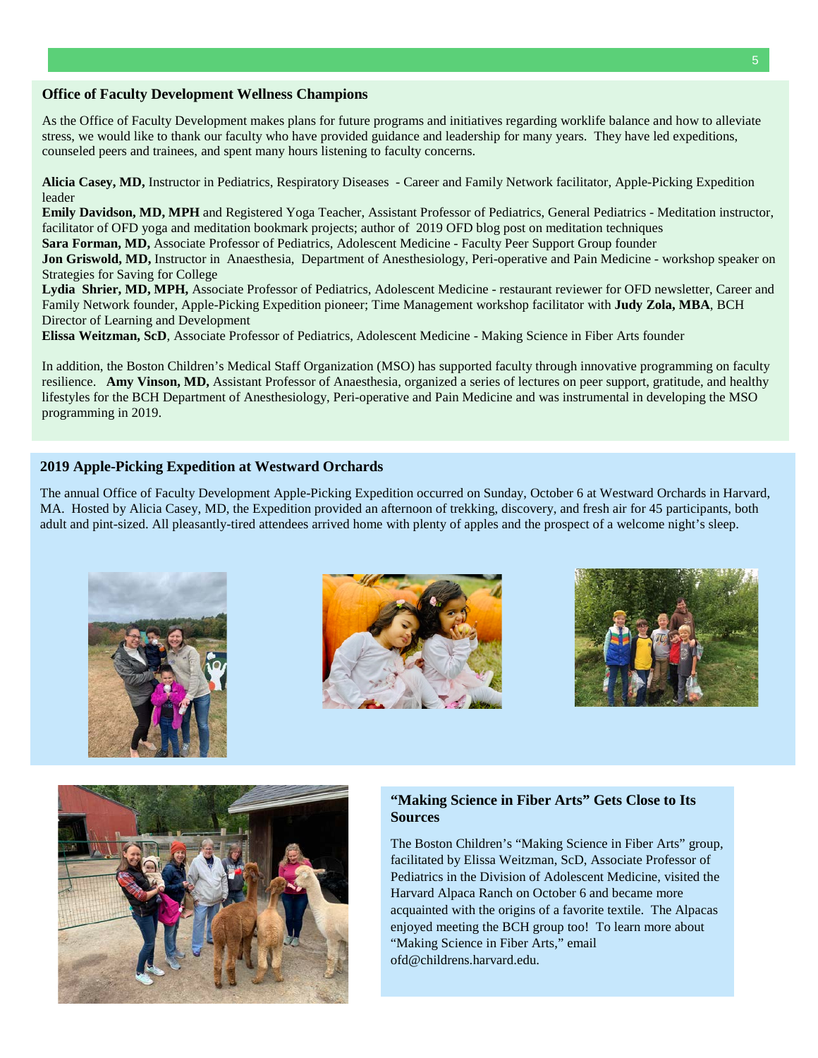## Office of Faculty Development Wellness Champions

As the Office of Faculty Development makes plans for future programs and initiatives regarding worklife balance and how to alleviate stress, we would like to thank our faculty who have provided guidance and leadership for many years. They have led expeditions, counseled peers and trainees, and spent many hours listening to faculty concerns.

**Alicia Casey, MD,** Instructor in Pediatrics, Respiratory Diseases - Career and Family Network facilitator, Apple-Picking Expedition leader
**Emily Davidson, MD, MPH** and Registered Yoga Teacher, Assistant Professor of Pediatrics, General Pediatrics - Meditation instructor, facilitator of OFD yoga and meditation bookmark projects; author of 2019 OFD blog post on meditation techniques
**Sara Forman, MD,** Associate Professor of Pediatrics, Adolescent Medicine - Faculty Peer Support Group founder
**Jon Griswold, MD,** Instructor in Anaesthesia, Department of Anesthesiology, Peri-operative and Pain Medicine - workshop speaker on Strategies for Saving for College
**Lydia Shrier, MD, MPH,** Associate Professor of Pediatrics, Adolescent Medicine - restaurant reviewer for OFD newsletter, Career and Family Network founder, Apple-Picking Expedition pioneer; Time Management workshop facilitator with **Judy Zola, MBA**, BCH Director of Learning and Development
**Elissa Weitzman, ScD**, Associate Professor of Pediatrics, Adolescent Medicine - Making Science in Fiber Arts founder

In addition, the Boston Children's Medical Staff Organization (MSO) has supported faculty through innovative programming on faculty resilience. **Amy Vinson, MD,** Assistant Professor of Anaesthesia, organized a series of lectures on peer support, gratitude, and healthy lifestyles for the BCH Department of Anesthesiology, Peri-operative and Pain Medicine and was instrumental in developing the MSO programming in 2019.

## 2019 Apple-Picking Expedition at Westward Orchards

The annual Office of Faculty Development Apple-Picking Expedition occurred on Sunday, October 6 at Westward Orchards in Harvard, MA. Hosted by Alicia Casey, MD, the Expedition provided an afternoon of trekking, discovery, and fresh air for 45 participants, both adult and pint-sized. All pleasantly-tired attendees arrived home with plenty of apples and the prospect of a welcome night's sleep.

## "Making Science in Fiber Arts" Gets Close to Its Sources

The Boston Children's "Making Science in Fiber Arts" group, facilitated by Elissa Weitzman, ScD, Associate Professor of Pediatrics in the Division of Adolescent Medicine, visited the Harvard Alpaca Ranch on October 6 and became more acquainted with the origins of a favorite textile. The Alpacas enjoyed meeting the BCH group too! To learn more about "Making Science in Fiber Arts," email ofd@childrens.harvard.edu.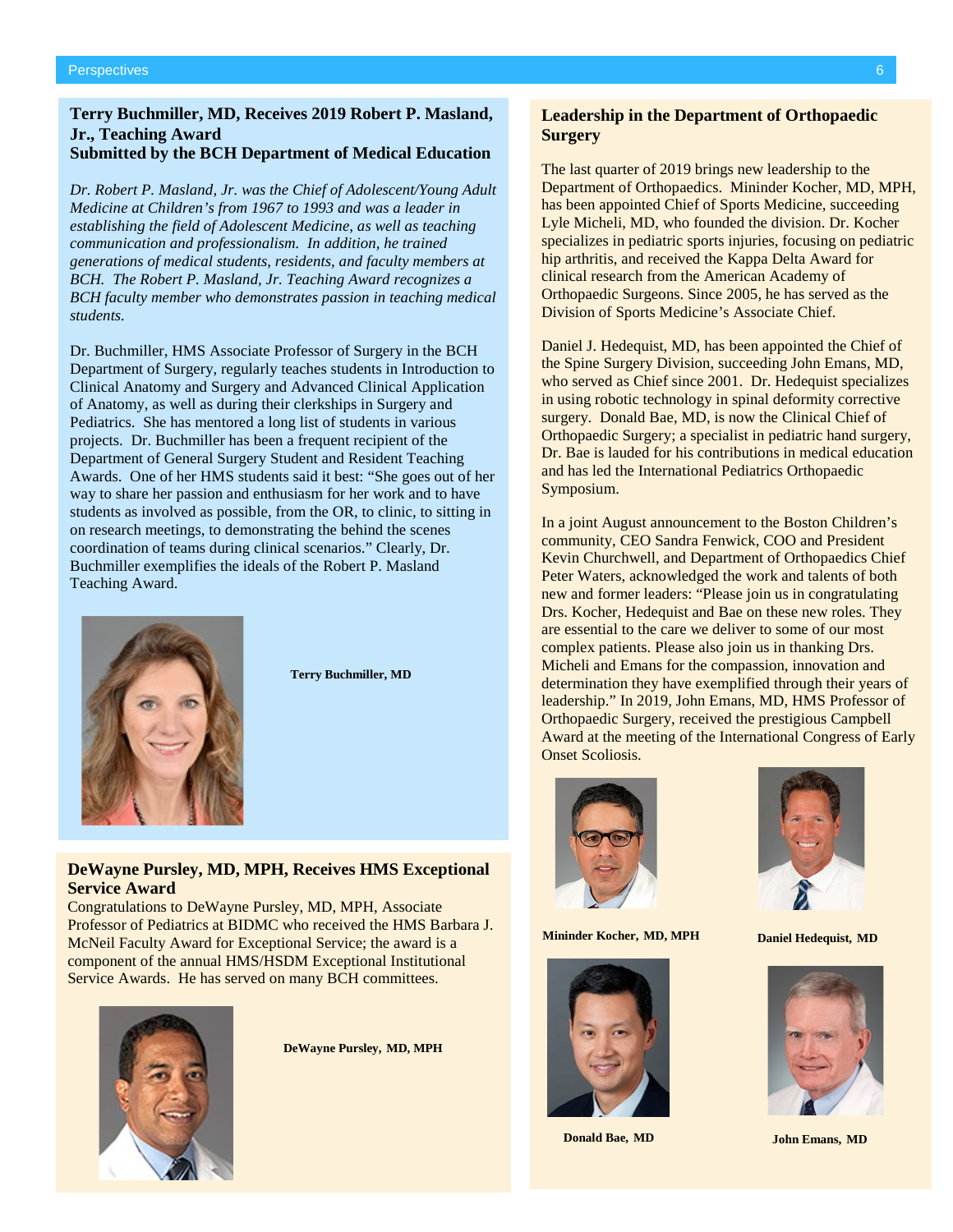## Terry Buchmiller, MD, Receives 2019 Robert P. Masland, Jr., Teaching Award
### Submitted by the BCH Department of Medical Education

*Dr. Robert P. Masland, Jr. was the Chief of Adolescent/Young Adult Medicine at Children's from 1967 to 1993 and was a leader in establishing the field of Adolescent Medicine, as well as teaching communication and professionalism. In addition, he trained generations of medical students, residents, and faculty members at BCH. The Robert P. Masland, Jr. Teaching Award recognizes a BCH faculty member who demonstrates passion in teaching medical students.*

Dr. Buchmiller, HMS Associate Professor of Surgery in the BCH Department of Surgery, regularly teaches students in Introduction to Clinical Anatomy and Surgery and Advanced Clinical Application of Anatomy, as well as during their clerkships in Surgery and Pediatrics. She has mentored a long list of students in various projects. Dr. Buchmiller has been a frequent recipient of the Department of General Surgery Student and Resident Teaching Awards. One of her HMS students said it best: "She goes out of her way to share her passion and enthusiasm for her work and to have students as involved as possible, from the OR, to clinic, to sitting in on research meetings, to demonstrating the behind the scenes coordination of teams during clinical scenarios." Clearly, Dr. Buchmiller exemplifies the ideals of the Robert P. Masland Teaching Award.

**Terry Buchmiller, MD**

## DeWayne Pursley, MD, MPH, Receives HMS Exceptional Service Award

Congratulations to DeWayne Pursley, MD, MPH, Associate Professor of Pediatrics at BIDMC who received the HMS Barbara J. McNeil Faculty Award for Exceptional Service; the award is a component of the annual HMS/HSDM Exceptional Institutional Service Awards. He has served on many BCH committees.

**DeWayne Pursley, MD, MPH**

## Leadership in the Department of Orthopaedic Surgery

The last quarter of 2019 brings new leadership to the Department of Orthopaedics. Mininder Kocher, MD, MPH, has been appointed Chief of Sports Medicine, succeeding Lyle Micheli, MD, who founded the division. Dr. Kocher specializes in pediatric sports injuries, focusing on pediatric hip arthritis, and received the Kappa Delta Award for clinical research from the American Academy of Orthopaedic Surgeons. Since 2005, he has served as the Division of Sports Medicine's Associate Chief.

Daniel J. Hedequist, MD, has been appointed the Chief of the Spine Surgery Division, succeeding John Emans, MD, who served as Chief since 2001. Dr. Hedequist specializes in using robotic technology in spinal deformity corrective surgery. Donald Bae, MD, is now the Clinical Chief of Orthopaedic Surgery; a specialist in pediatric hand surgery, Dr. Bae is lauded for his contributions in medical education and has led the International Pediatrics Orthopaedic Symposium.

In a joint August announcement to the Boston Children's community, CEO Sandra Fenwick, COO and President Kevin Churchwell, and Department of Orthopaedics Chief Peter Waters, acknowledged the work and talents of both new and former leaders: "Please join us in congratulating Drs. Kocher, Hedequist and Bae on these new roles. They are essential to the care we deliver to some of our most complex patients. Please also join us in thanking Drs. Micheli and Emans for the compassion, innovation and determination they have exemplified through their years of leadership." In 2019, John Emans, MD, HMS Professor of Orthopaedic Surgery, received the prestigious Campbell Award at the meeting of the International Congress of Early Onset Scoliosis.

**Mininder Kocher, MD, MPH**

**Daniel Hedequist, MD**

**Donald Bae, MD**

**John Emans, MD**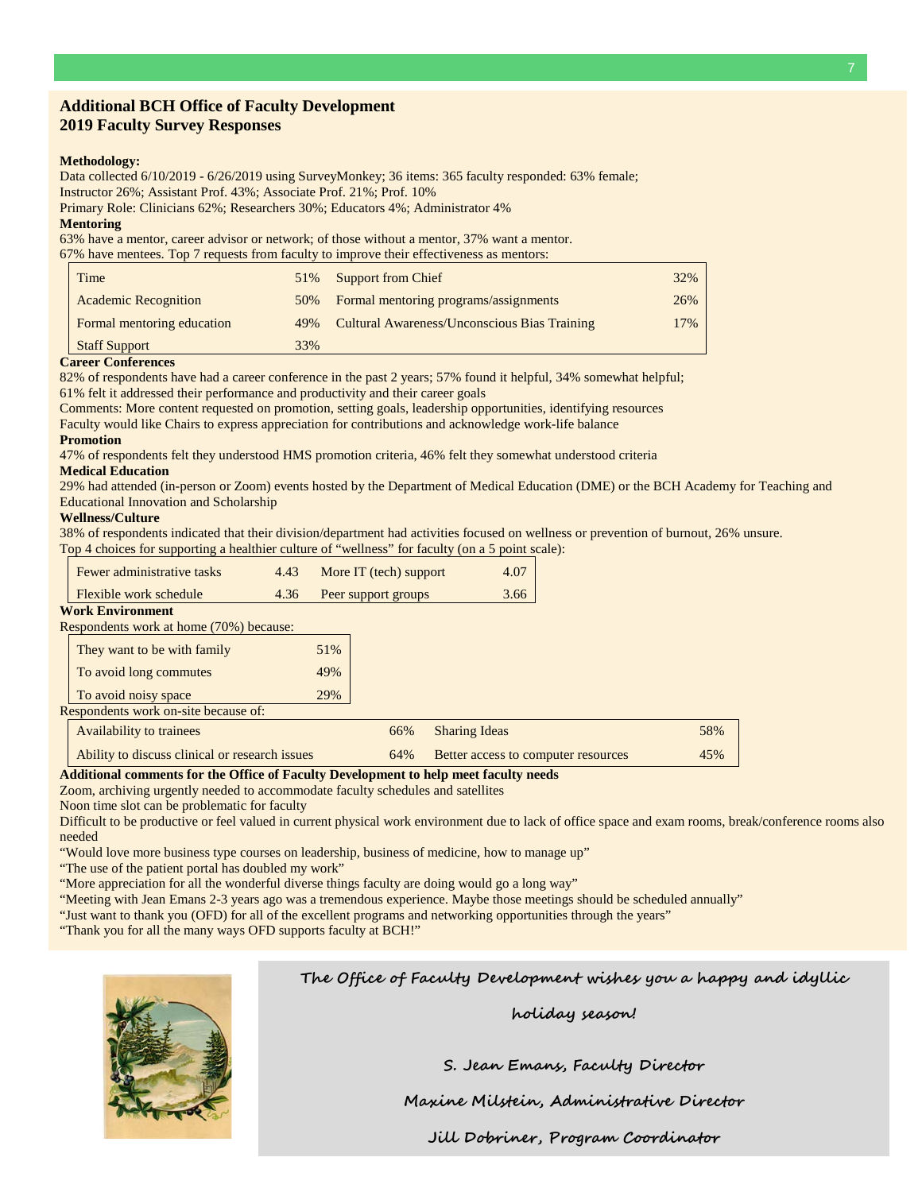## Additional BCH Office of Faculty Development 2019 Faculty Survey Responses

**Methodology:**

Data collected 6/10/2019 - 6/26/2019 using SurveyMonkey; 36 items: 365 faculty responded: 63% female; Instructor 26%; Assistant Prof. 43%; Associate Prof. 21%; Prof. 10%

Primary Role: Clinicians 62%; Researchers 30%; Educators 4%; Administrator 4%

**Mentoring**

63% have a mentor, career advisor or network; of those without a mentor, 37% want a mentor.

67% have mentees. Top 7 requests from faculty to improve their effectiveness as mentors:

| | | | |
|---|---|---|---|
| Time | 51% | Support from Chief | 32% |
| Academic Recognition | 50% | Formal mentoring programs/assignments | 26% |
| Formal mentoring education | 49% | Cultural Awareness/Unconscious Bias Training | 17% |
| Staff Support | 33% | | |

**Career Conferences**

82% of respondents have had a career conference in the past 2 years; 57% found it helpful, 34% somewhat helpful; 61% felt it addressed their performance and productivity and their career goals

Comments: More content requested on promotion, setting goals, leadership opportunities, identifying resources

Faculty would like Chairs to express appreciation for contributions and acknowledge work-life balance

**Promotion**

47% of respondents felt they understood HMS promotion criteria, 46% felt they somewhat understood criteria

**Medical Education**

29% had attended (in-person or Zoom) events hosted by the Department of Medical Education (DME) or the BCH Academy for Teaching and Educational Innovation and Scholarship

**Wellness/Culture**

38% of respondents indicated that their division/department had activities focused on wellness or prevention of burnout, 26% unsure.

Top 4 choices for supporting a healthier culture of "wellness" for faculty (on a 5 point scale):

| | | | |
|---|---|---|---|
| Fewer administrative tasks | 4.43 | More IT (tech) support | 4.07 |
| Flexible work schedule | 4.36 | Peer support groups | 3.66 |

**Work Environment**

Respondents work at home (70%) because:

| | |
|---|---|
| They want to be with family | 51% |
| To avoid long commutes | 49% |
| To avoid noisy space | 29% |

Respondents work on-site because of:

| | | | |
|---|---|---|---|
| Availability to trainees | 66% | Sharing Ideas | 58% |
| Ability to discuss clinical or research issues | 64% | Better access to computer resources | 45% |

**Additional comments for the Office of Faculty Development to help meet faculty needs**

Zoom, archiving urgently needed to accommodate faculty schedules and satellites

Noon time slot can be problematic for faculty

Difficult to be productive or feel valued in current physical work environment due to lack of office space and exam rooms, break/conference rooms also needed

"Would love more business type courses on leadership, business of medicine, how to manage up"

"The use of the patient portal has doubled my work"

"More appreciation for all the wonderful diverse things faculty are doing would go a long way"

"Meeting with Jean Emans 2-3 years ago was a tremendous experience. Maybe those meetings should be scheduled annually"

"Just want to thank you (OFD) for all of the excellent programs and networking opportunities through the years"

"Thank you for all the many ways OFD supports faculty at BCH!"

**The Office of Faculty Development wishes you a happy and idyllic holiday season!**

**S. Jean Emans, Faculty Director**

**Maxine Milstein, Administrative Director**

**Jill Dobriner, Program Coordinator**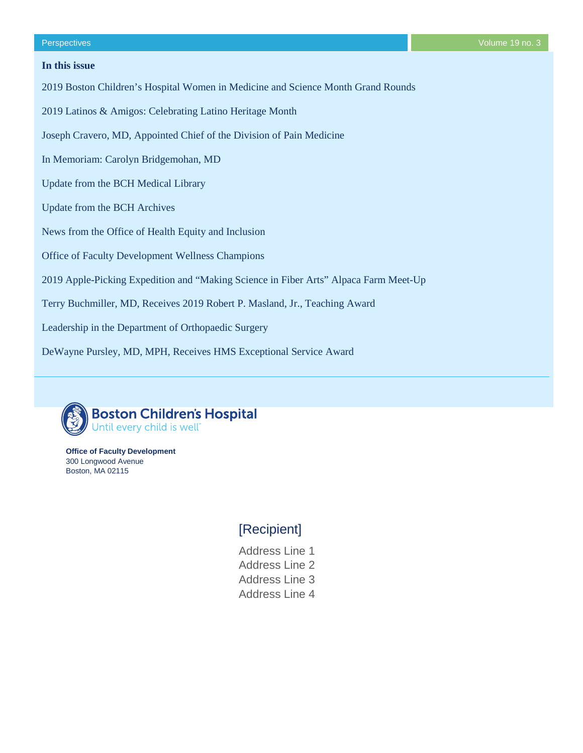Perspectives

Volume 19 no. 3

**In this issue**

2019 Boston Children's Hospital Women in Medicine and Science Month Grand Rounds

2019 Latinos & Amigos: Celebrating Latino Heritage Month

Joseph Cravero, MD, Appointed Chief of the Division of Pain Medicine

In Memoriam: Carolyn Bridgemohan, MD

Update from the BCH Medical Library

Update from the BCH Archives

News from the Office of Health Equity and Inclusion

Office of Faculty Development Wellness Champions

2019 Apple-Picking Expedition and "Making Science in Fiber Arts" Alpaca Farm Meet-Up

Terry Buchmiller, MD, Receives 2019 Robert P. Masland, Jr., Teaching Award

Leadership in the Department of Orthopaedic Surgery

DeWayne Pursley, MD, MPH, Receives HMS Exceptional Service Award

Boston Children's Hospital
Until every child is well™

**Office of Faculty Development**
300 Longwood Avenue
Boston, MA 02115

[Recipient]

Address Line 1
Address Line 2
Address Line 3
Address Line 4